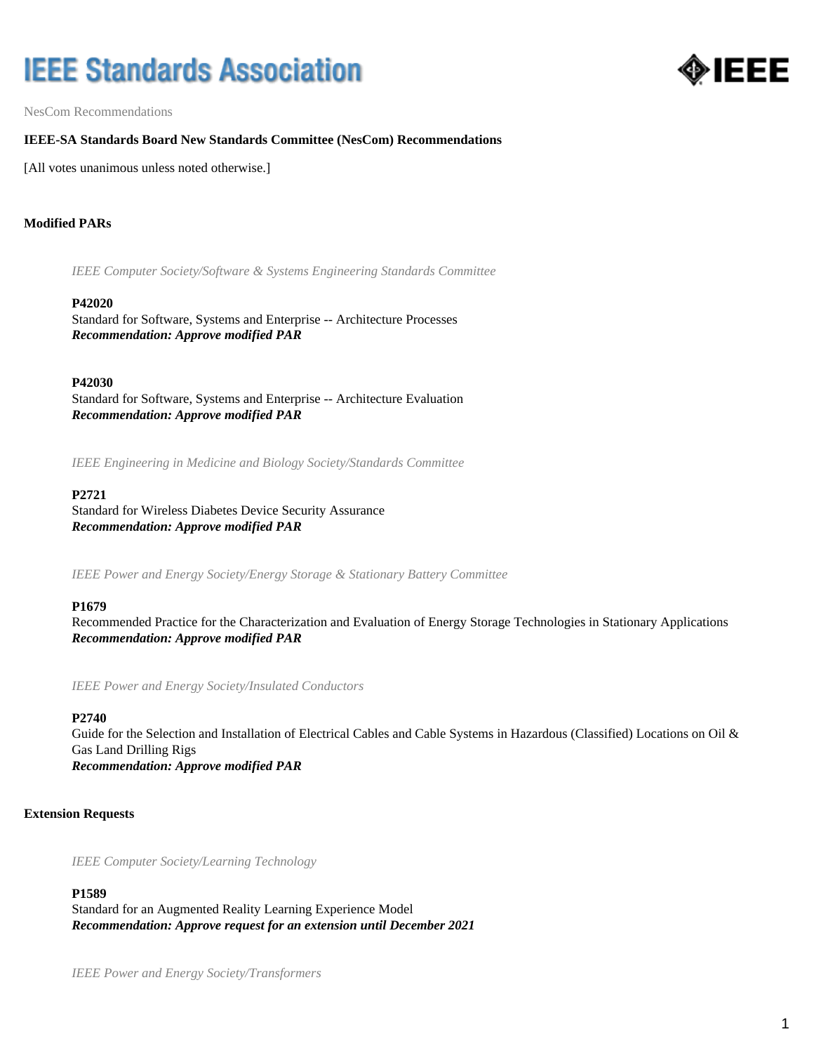# IEEE Standards Association

NesCom Recommendations

**IEEE-SA Standards Board New Standards Committee (NesCom) Recommendations**

[All votes unanimous unless noted otherwise.]

## Modified PARs

*IEEE Computer Society/Software & Systems Engineering Standards Committee*

**P42020**
Standard for Software, Systems and Enterprise -- Architecture Processes
***Recommendation: Approve modified PAR***

**P42030**
Standard for Software, Systems and Enterprise -- Architecture Evaluation
***Recommendation: Approve modified PAR***

*IEEE Engineering in Medicine and Biology Society/Standards Committee*

**P2721**
Standard for Wireless Diabetes Device Security Assurance
***Recommendation: Approve modified PAR***

*IEEE Power and Energy Society/Energy Storage & Stationary Battery Committee*

**P1679**
Recommended Practice for the Characterization and Evaluation of Energy Storage Technologies in Stationary Applications
***Recommendation: Approve modified PAR***

*IEEE Power and Energy Society/Insulated Conductors*

**P2740**
Guide for the Selection and Installation of Electrical Cables and Cable Systems in Hazardous (Classified) Locations on Oil & Gas Land Drilling Rigs
***Recommendation: Approve modified PAR***

## Extension Requests

*IEEE Computer Society/Learning Technology*

**P1589**
Standard for an Augmented Reality Learning Experience Model
***Recommendation: Approve request for an extension until December 2021***

*IEEE Power and Energy Society/Transformers*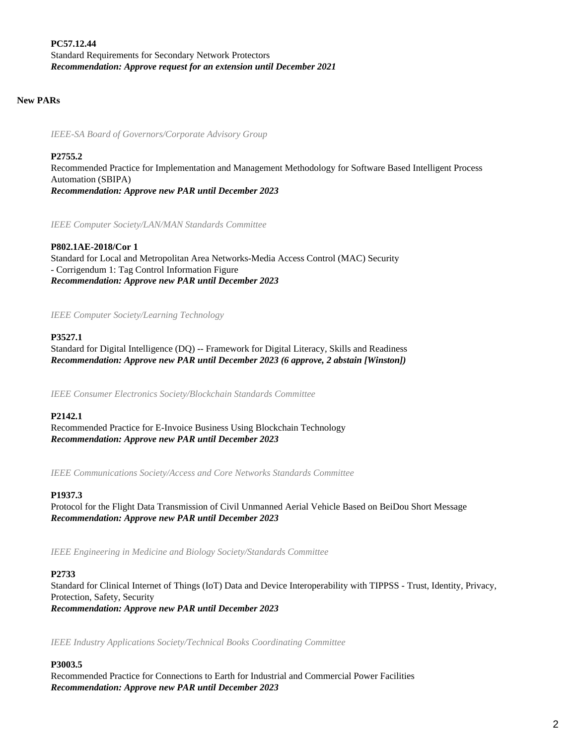**PC57.12.44**
Standard Requirements for Secondary Network Protectors
***Recommendation: Approve request for an extension until December 2021***

**New PARs**

*IEEE-SA Board of Governors/Corporate Advisory Group*

**P2755.2**
Recommended Practice for Implementation and Management Methodology for Software Based Intelligent Process Automation (SBIPA)
***Recommendation: Approve new PAR until December 2023***

*IEEE Computer Society/LAN/MAN Standards Committee*

**P802.1AE-2018/Cor 1**
Standard for Local and Metropolitan Area Networks-Media Access Control (MAC) Security
- Corrigendum 1: Tag Control Information Figure
***Recommendation: Approve new PAR until December 2023***

*IEEE Computer Society/Learning Technology*

**P3527.1**
Standard for Digital Intelligence (DQ) -- Framework for Digital Literacy, Skills and Readiness
***Recommendation: Approve new PAR until December 2023 (6 approve, 2 abstain [Winston])***

*IEEE Consumer Electronics Society/Blockchain Standards Committee*

**P2142.1**
Recommended Practice for E-Invoice Business Using Blockchain Technology
***Recommendation: Approve new PAR until December 2023***

*IEEE Communications Society/Access and Core Networks Standards Committee*

**P1937.3**
Protocol for the Flight Data Transmission of Civil Unmanned Aerial Vehicle Based on BeiDou Short Message
***Recommendation: Approve new PAR until December 2023***

*IEEE Engineering in Medicine and Biology Society/Standards Committee*

**P2733**
Standard for Clinical Internet of Things (IoT) Data and Device Interoperability with TIPPSS - Trust, Identity, Privacy, Protection, Safety, Security
***Recommendation: Approve new PAR until December 2023***

*IEEE Industry Applications Society/Technical Books Coordinating Committee*

**P3003.5**
Recommended Practice for Connections to Earth for Industrial and Commercial Power Facilities
***Recommendation: Approve new PAR until December 2023***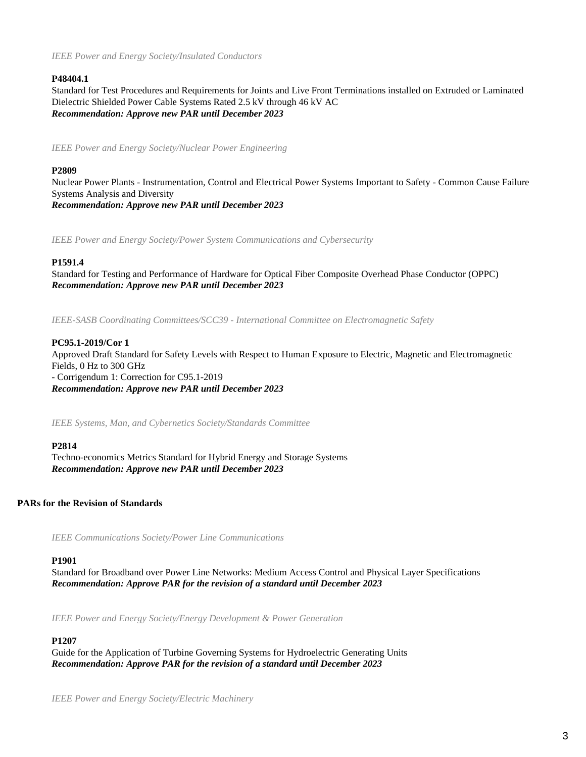*IEEE Power and Energy Society/Insulated Conductors*

**P48404.1**
Standard for Test Procedures and Requirements for Joints and Live Front Terminations installed on Extruded or Laminated Dielectric Shielded Power Cable Systems Rated 2.5 kV through 46 kV AC
***Recommendation: Approve new PAR until December 2023***

*IEEE Power and Energy Society/Nuclear Power Engineering*

**P2809**
Nuclear Power Plants - Instrumentation, Control and Electrical Power Systems Important to Safety - Common Cause Failure Systems Analysis and Diversity
***Recommendation: Approve new PAR until December 2023***

*IEEE Power and Energy Society/Power System Communications and Cybersecurity*

**P1591.4**
Standard for Testing and Performance of Hardware for Optical Fiber Composite Overhead Phase Conductor (OPPC)
***Recommendation: Approve new PAR until December 2023***

*IEEE-SASB Coordinating Committees/SCC39 - International Committee on Electromagnetic Safety*

**PC95.1-2019/Cor 1**
Approved Draft Standard for Safety Levels with Respect to Human Exposure to Electric, Magnetic and Electromagnetic Fields, 0 Hz to 300 GHz
- Corrigendum 1: Correction for C95.1-2019
***Recommendation: Approve new PAR until December 2023***

*IEEE Systems, Man, and Cybernetics Society/Standards Committee*

**P2814**
Techno-economics Metrics Standard for Hybrid Energy and Storage Systems
***Recommendation: Approve new PAR until December 2023***

**PARs for the Revision of Standards**

*IEEE Communications Society/Power Line Communications*

**P1901**
Standard for Broadband over Power Line Networks: Medium Access Control and Physical Layer Specifications
***Recommendation: Approve PAR for the revision of a standard until December 2023***

*IEEE Power and Energy Society/Energy Development & Power Generation*

**P1207**
Guide for the Application of Turbine Governing Systems for Hydroelectric Generating Units
***Recommendation: Approve PAR for the revision of a standard until December 2023***

*IEEE Power and Energy Society/Electric Machinery*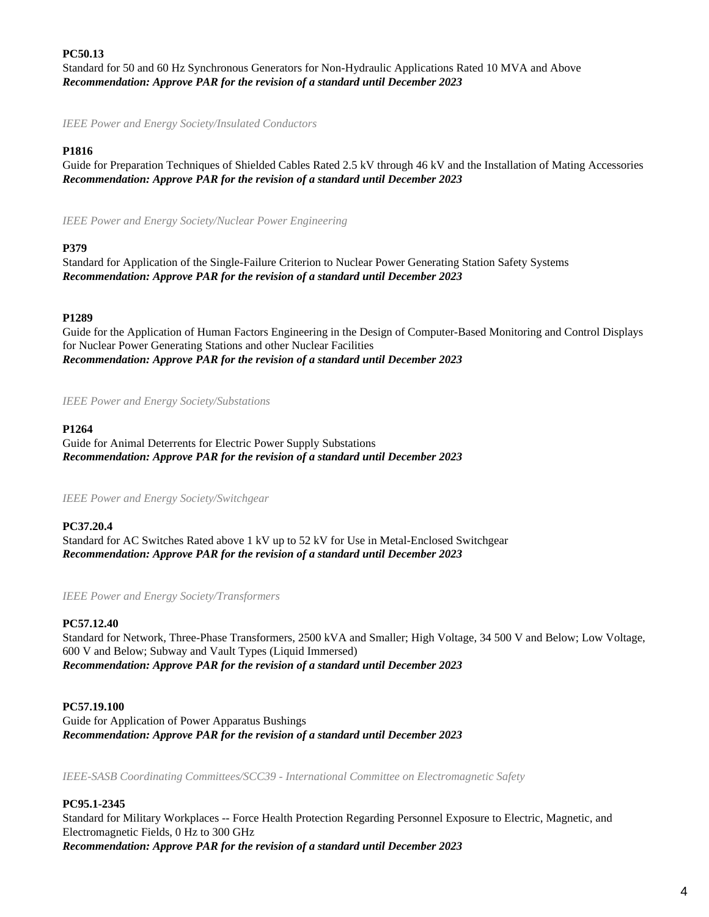**PC50.13**
Standard for 50 and 60 Hz Synchronous Generators for Non-Hydraulic Applications Rated 10 MVA and Above
***Recommendation: Approve PAR for the revision of a standard until December 2023***

*IEEE Power and Energy Society/Insulated Conductors*

**P1816**
Guide for Preparation Techniques of Shielded Cables Rated 2.5 kV through 46 kV and the Installation of Mating Accessories
***Recommendation: Approve PAR for the revision of a standard until December 2023***

*IEEE Power and Energy Society/Nuclear Power Engineering*

**P379**
Standard for Application of the Single-Failure Criterion to Nuclear Power Generating Station Safety Systems
***Recommendation: Approve PAR for the revision of a standard until December 2023***

**P1289**
Guide for the Application of Human Factors Engineering in the Design of Computer-Based Monitoring and Control Displays for Nuclear Power Generating Stations and other Nuclear Facilities
***Recommendation: Approve PAR for the revision of a standard until December 2023***

*IEEE Power and Energy Society/Substations*

**P1264**
Guide for Animal Deterrents for Electric Power Supply Substations
***Recommendation: Approve PAR for the revision of a standard until December 2023***

*IEEE Power and Energy Society/Switchgear*

**PC37.20.4**
Standard for AC Switches Rated above 1 kV up to 52 kV for Use in Metal-Enclosed Switchgear
***Recommendation: Approve PAR for the revision of a standard until December 2023***

*IEEE Power and Energy Society/Transformers*

**PC57.12.40**
Standard for Network, Three-Phase Transformers, 2500 kVA and Smaller; High Voltage, 34 500 V and Below; Low Voltage, 600 V and Below; Subway and Vault Types (Liquid Immersed)
***Recommendation: Approve PAR for the revision of a standard until December 2023***

**PC57.19.100**
Guide for Application of Power Apparatus Bushings
***Recommendation: Approve PAR for the revision of a standard until December 2023***

*IEEE-SASB Coordinating Committees/SCC39 - International Committee on Electromagnetic Safety*

**PC95.1-2345**
Standard for Military Workplaces -- Force Health Protection Regarding Personnel Exposure to Electric, Magnetic, and Electromagnetic Fields, 0 Hz to 300 GHz
***Recommendation: Approve PAR for the revision of a standard until December 2023***